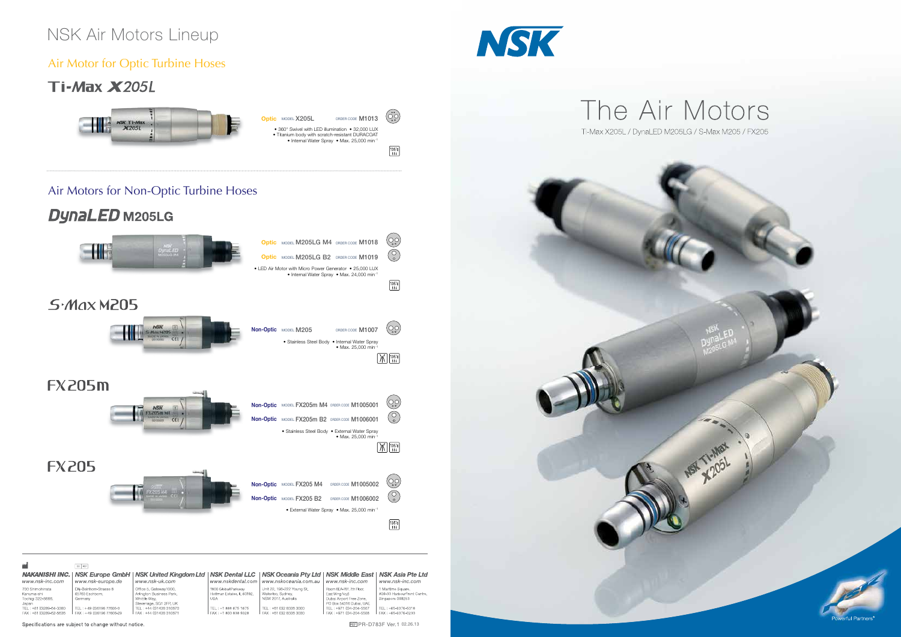# NSK Air Motors Lineup

## Air Motor for Optic Turbine Hoses

### Ti-Max X205L

**Optic** MODEL X205L ORDER CODE M1013

- 360° Swivel with LED illumination • 32,000 LUX
- Titanium body with scratch-resistant DURACOAT
- Internal Water Spray • Max. 25,000 min⁻¹

135°C

## Air Motors for Non-Optic Turbine Hoses

### DynaLED M205LG

**Optic** MODEL M205LG M4 ORDER CODE M1018

**Optic** MODEL M205LG B2 ORDER CODE M1019

- LED Air Motor with Micro Power Generator • 25,000 LUX
- Internal Water Spray • Max. 24,000 min⁻¹

135°C

### S-Max M205

**Non-Optic** MODEL M205 ORDER CODE M1007

- Stainless Steel Body • Internal Water Spray
- Max. 25,000 min⁻¹

135°C

### FX205m

**Non-Optic** MODEL FX205m M4 ORDER CODE M1005001

**Non-Optic** MODEL FX205m B2 ORDER CODE M1006001

- Stainless Steel Body • External Water Spray
- Max. 25,000 min⁻¹

135°C

### FX205

**Non-Optic** MODEL FX205 M4 ORDER CODE M1005002

**Non-Optic** MODEL FX205 B2 ORDER CODE M1006002

- External Water Spray • Max. 25,000 min⁻¹

135°C

| NAKANISHI INC. | NSK Europe GmbH | NSK United Kingdom Ltd | NSK Dental LLC | NSK Oceania Pty Ltd | NSK Middle East | NSK Asia Pte Ltd |
|---|---|---|---|---|---|---|
| www.nsk-inc.com | www.nsk-europe.de | www.nsk-uk.com | www.nskdental.com | www.nskoceania.com.au | www.nsk-inc.com | www.nsk-inc.com |
| 700 Shimohinata Kanuma-shi Tochigi 322-8666, Japan | Elly-Beinhorn-Strasse 8 65760 Eschborn, Germany | Office 5, Gateway1000, Arlington Business Park, Whittle Way, Stevenage, SG1 2FP, UK | 1800 Global Parkway Hoffman Estates, IL 60192, USA | Unit 22, 198-222 Young St, Waterloo, Sydney, NSW 2017, Australia | Room 8EA-707, 7th Floor, East Wing No.8 Dubai Airport Free Zone, PO Box 54316 Dubai, UAE | 1 Maritime Square, #09-33 HarbourFront Centre, Singapore 099253 |
| TEL : +81 (0)289-64-3380 FAX : +81 (0)289-62-5635 | TEL : +49 (0)6196 77606-0 FAX : +49 (0)6196 77606-29 | TEL : +44 (0)1438 310670 FAX : +44 (0)1438 310671 | TEL : +1 888 675 1675 FAX : +1 800 838 8328 | TEL : +61 (0)2 8305 3000 FAX : +61 (0)2 8305 3030 | TEL : +971 (0)4-204-5507 FAX : +971 (0)4-204-5508 | TEL : +65-6376-6318 FAX : +65-6376-6233 |

Specifications are subject to change without notice.

PR-D783F Ver.1 02.26.13

# NSK

# The Air Motors

Ti-Max X205L / DynaLED M205LG / S-Max M205 / FX205

Powerful Partners®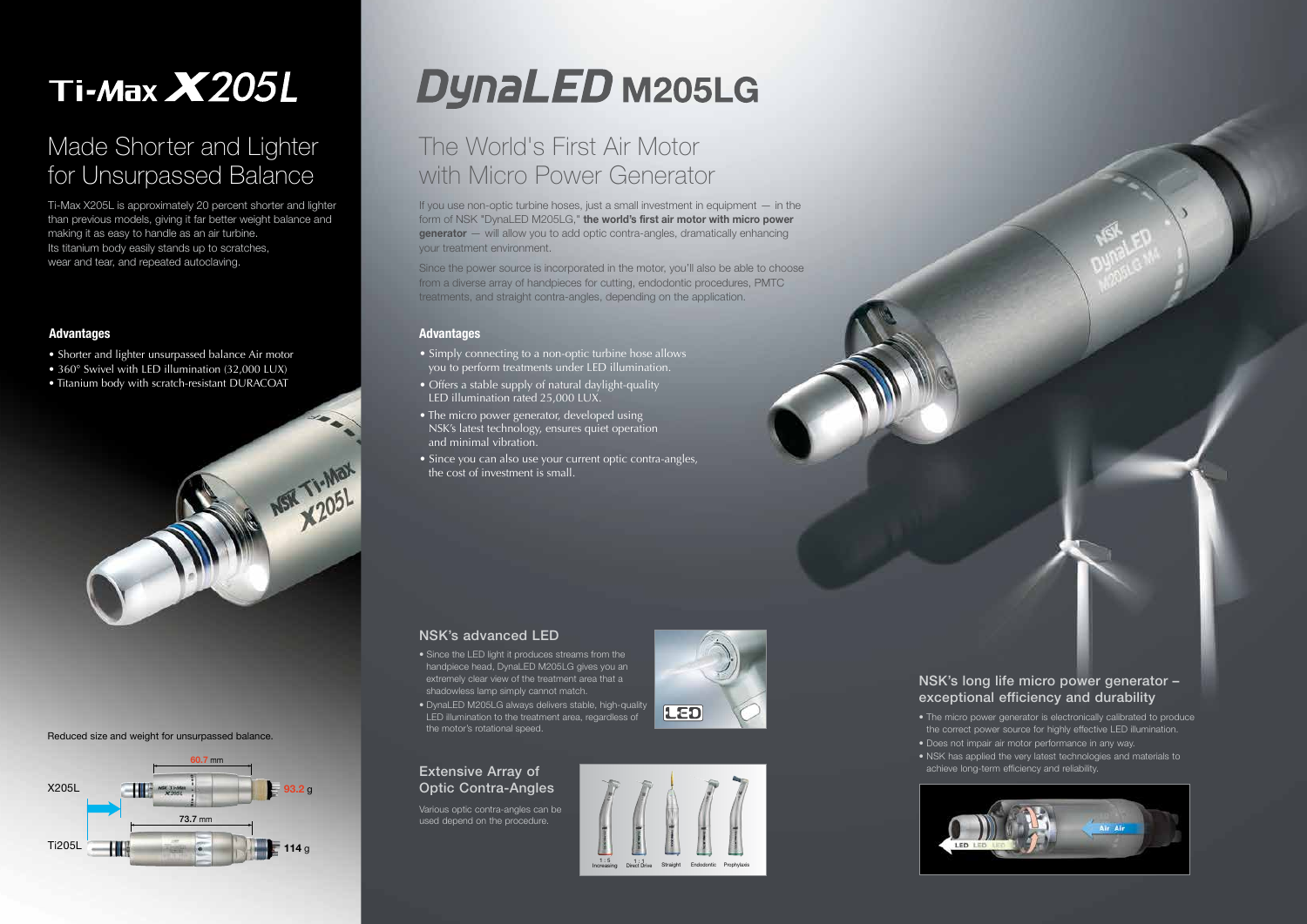# Ti-Max X205L

## Made Shorter and Lighter for Unsurpassed Balance

Ti-Max X205L is approximately 20 percent shorter and lighter than previous models, giving it far better weight balance and making it as easy to handle as an air turbine.
Its titanium body easily stands up to scratches, wear and tear, and repeated autoclaving.

### Advantages

- Shorter and lighter unsurpassed balance Air motor
- 360° Swivel with LED illumination (32,000 LUX)
- Titanium body with scratch-resistant DURACOAT

Reduced size and weight for unsurpassed balance.

X205L
60.7 mm
93.2 g

Ti205L
73.7 mm
114 g

# DynaLED M205LG

## The World's First Air Motor with Micro Power Generator

If you use non-optic turbine hoses, just a small investment in equipment — in the form of NSK "DynaLED M205LG," **the world's first air motor with micro power generator** — will allow you to add optic contra-angles, dramatically enhancing your treatment environment.

Since the power source is incorporated in the motor, you'll also be able to choose from a diverse array of handpieces for cutting, endodontic procedures, PMTC treatments, and straight contra-angles, depending on the application.

### Advantages

- Simply connecting to a non-optic turbine hose allows you to perform treatments under LED illumination.
- Offers a stable supply of natural daylight-quality LED illumination rated 25,000 LUX.
- The micro power generator, developed using NSK's latest technology, ensures quiet operation and minimal vibration.
- Since you can also use your current optic contra-angles, the cost of investment is small.

### NSK's advanced LED

- Since the LED light it produces streams from the handpiece head, DynaLED M205LG gives you an extremely clear view of the treatment area that a shadowless lamp simply cannot match.
- DynaLED M205LG always delivers stable, high-quality LED illumination to the treatment area, regardless of the motor's rotational speed.

### Extensive Array of Optic Contra-Angles

Various optic contra-angles can be used depend on the procedure.

1 : 5 Increasing
1 : 1 Direct Drive
Straight
Endodontic
Prophylaxis

### NSK's long life micro power generator – exceptional efficiency and durability

- The micro power generator is electronically calibrated to produce the correct power source for highly effective LED illumination.
- Does not impair air motor performance in any way.
- NSK has applied the very latest technologies and materials to achieve long-term efficiency and reliability.

LED
Air